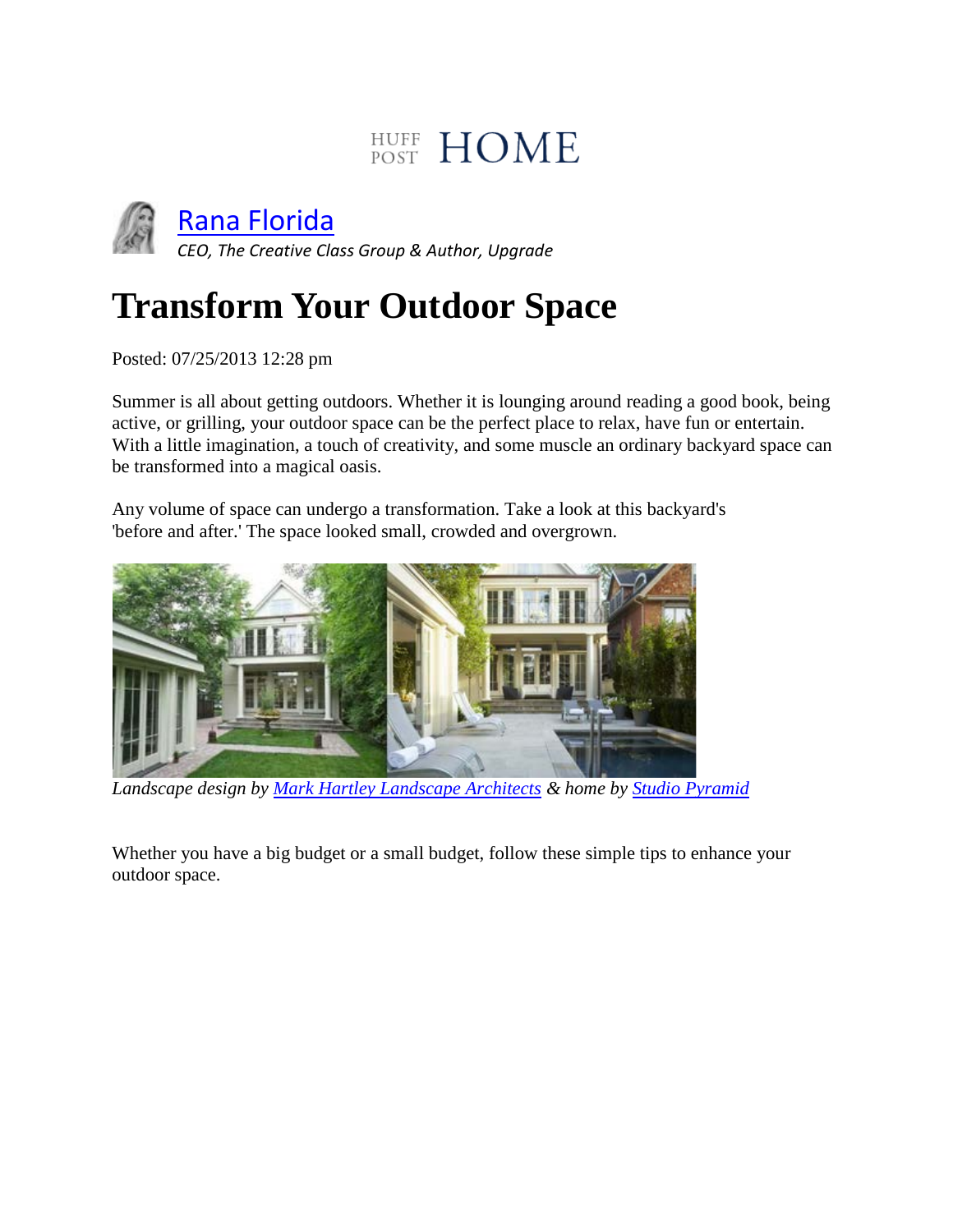HUFF POST HOME

[Rana Florida](#)

*CEO, The Creative Class Group & Author, Upgrade*

# Transform Your Outdoor Space

Posted: 07/25/2013 12:28 pm

Summer is all about getting outdoors. Whether it is lounging around reading a good book, being active, or grilling, your outdoor space can be the perfect place to relax, have fun or entertain. With a little imagination, a touch of creativity, and some muscle an ordinary backyard space can be transformed into a magical oasis.

Any volume of space can undergo a transformation. Take a look at this backyard's 'before and after.' The space looked small, crowded and overgrown.

*Landscape design by [Mark Hartley Landscape Architects](#) & home by [Studio Pyramid](#)*

Whether you have a big budget or a small budget, follow these simple tips to enhance your outdoor space.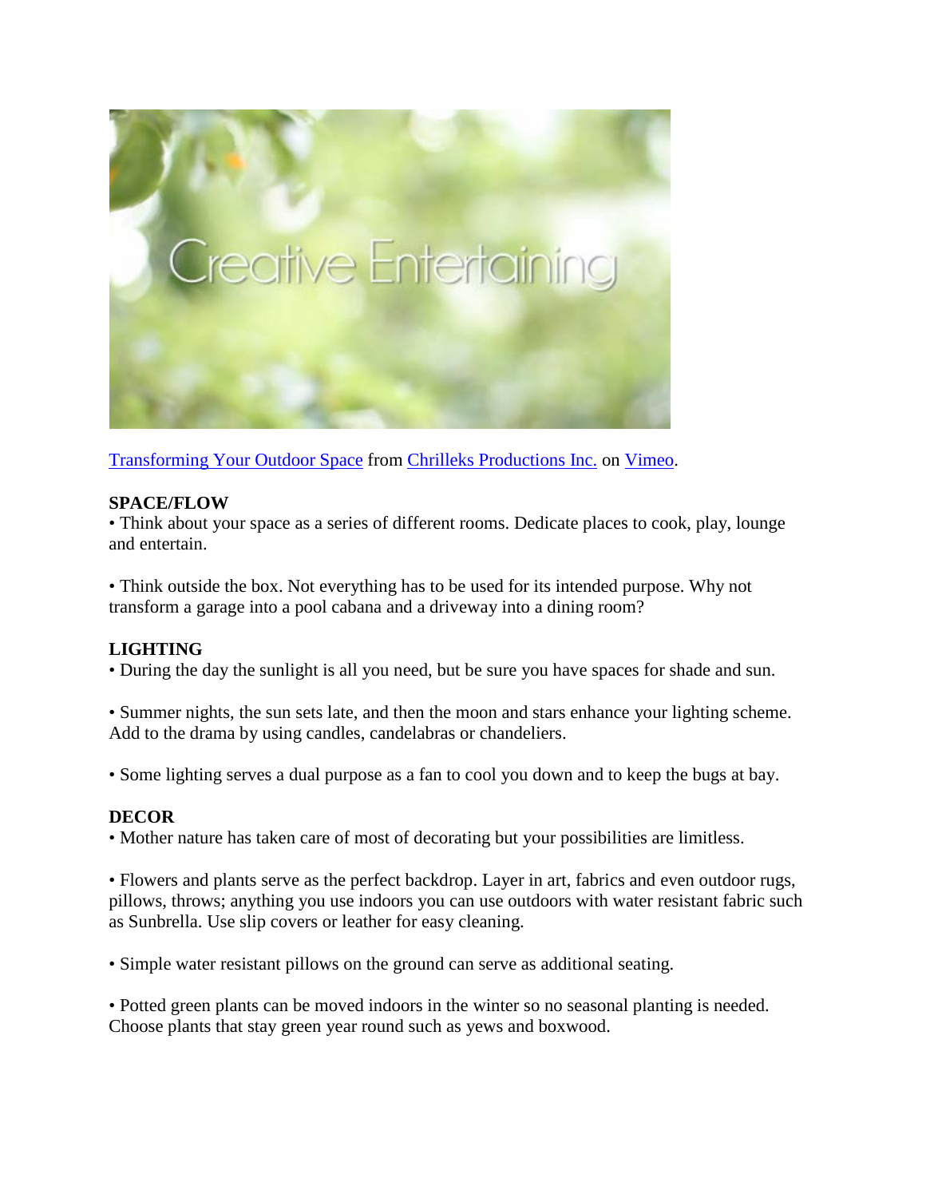[Transforming Your Outdoor Space](Transforming Your Outdoor Space) from [Chrilleks Productions Inc.](Chrilleks Productions Inc.) on [Vimeo](Vimeo).

**SPACE/FLOW**

• Think about your space as a series of different rooms. Dedicate places to cook, play, lounge and entertain.

• Think outside the box. Not everything has to be used for its intended purpose. Why not transform a garage into a pool cabana and a driveway into a dining room?

**LIGHTING**

• During the day the sunlight is all you need, but be sure you have spaces for shade and sun.

• Summer nights, the sun sets late, and then the moon and stars enhance your lighting scheme. Add to the drama by using candles, candelabras or chandeliers.

• Some lighting serves a dual purpose as a fan to cool you down and to keep the bugs at bay.

**DECOR**

• Mother nature has taken care of most of decorating but your possibilities are limitless.

• Flowers and plants serve as the perfect backdrop. Layer in art, fabrics and even outdoor rugs, pillows, throws; anything you use indoors you can use outdoors with water resistant fabric such as Sunbrella. Use slip covers or leather for easy cleaning.

• Simple water resistant pillows on the ground can serve as additional seating.

• Potted green plants can be moved indoors in the winter so no seasonal planting is needed. Choose plants that stay green year round such as yews and boxwood.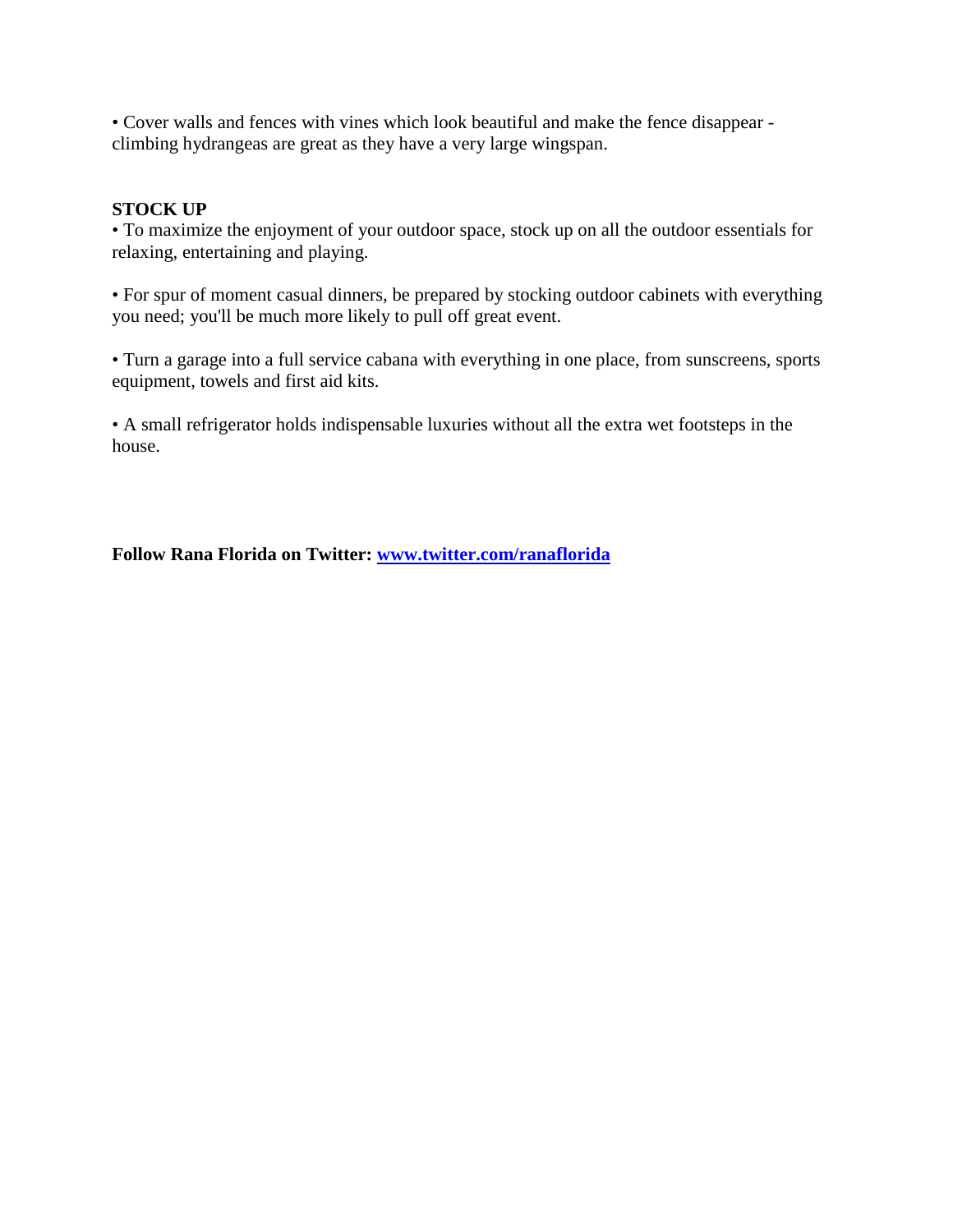• Cover walls and fences with vines which look beautiful and make the fence disappear - climbing hydrangeas are great as they have a very large wingspan.

**STOCK UP**

• To maximize the enjoyment of your outdoor space, stock up on all the outdoor essentials for relaxing, entertaining and playing.

• For spur of moment casual dinners, be prepared by stocking outdoor cabinets with everything you need; you'll be much more likely to pull off great event.

• Turn a garage into a full service cabana with everything in one place, from sunscreens, sports equipment, towels and first aid kits.

• A small refrigerator holds indispensable luxuries without all the extra wet footsteps in the house.

**Follow Rana Florida on Twitter: [www.twitter.com/ranaflorida](http://www.twitter.com/ranaflorida)**